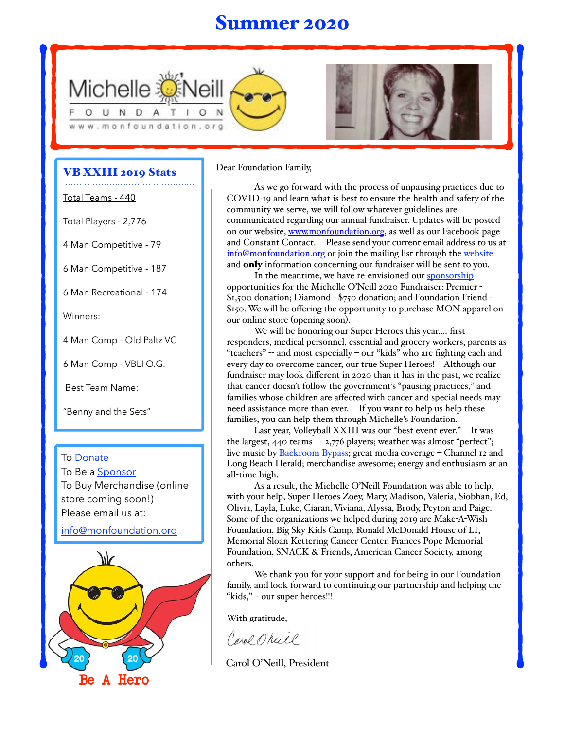# Summer 2020

Michelle O'Neill FOUNDATION
www.monfoundation.org

## VB XXIII 2019 Stats

Total Teams - 440

Total Players - 2,776

4 Man Competitive - 79

6 Man Competitive - 187

6 Man Recreational - 174

Winners:

4 Man Comp - Old Paltz VC

6 Man Comp - VBLI O.G.

Best Team Name:

"Benny and the Sets"

To Donate
To Be a Sponsor
To Buy Merchandise (online store coming soon!)
Please email us at:

info@monfoundation.org

Be A Hero

Dear Foundation Family,

As we go forward with the process of unpausing practices due to COVID-19 and learn what is best to ensure the health and safety of the community we serve, we will follow whatever guidelines are communicated regarding our annual fundraiser. Updates will be posted on our website, www.monfoundation.org, as well as our Facebook page and Constant Contact. Please send your current email address to us at info@monfoundation.org or join the mailing list through the website and **only** information concerning our fundraiser will be sent to you.

In the meantime, we have re-envisioned our sponsorship opportunities for the Michelle O'Neill 2020 Fundraiser: Premier - $1,500 donation; Diamond - $750 donation; and Foundation Friend - $150. We will be offering the opportunity to purchase MON apparel on our online store (opening soon).

We will be honoring our Super Heroes this year.... first responders, medical personnel, essential and grocery workers, parents as "teachers" -- and most especially – our "kids" who are fighting each and every day to overcome cancer, our true Super Heroes! Although our fundraiser may look different in 2020 than it has in the past, we realize that cancer doesn't follow the government's "pausing practices," and families whose children are affected with cancer and special needs may need assistance more than ever. If you want to help us help these families, you can help them through Michelle's Foundation.

Last year, Volleyball XXIII was our "best event ever." It was the largest, 440 teams - 2,776 players; weather was almost "perfect"; live music by Backroom Bypass; great media coverage – Channel 12 and Long Beach Herald; merchandise awesome; energy and enthusiasm at an all-time high.

As a result, the Michelle O'Neill Foundation was able to help, with your help, Super Heroes Zoey, Mary, Madison, Valeria, Siobhan, Ed, Olivia, Layla, Luke, Ciaran, Viviana, Alyssa, Brody, Peyton and Paige. Some of the organizations we helped during 2019 are Make-A-Wish Foundation, Big Sky Kids Camp, Ronald McDonald House of LI, Memorial Sloan Kettering Cancer Center, Frances Pope Memorial Foundation, SNACK & Friends, American Cancer Society, among others.

We thank you for your support and for being in our Foundation family, and look forward to continuing our partnership and helping the "kids," – our super heroes!!!

With gratitude,

Carol O'Neill

Carol O'Neill, President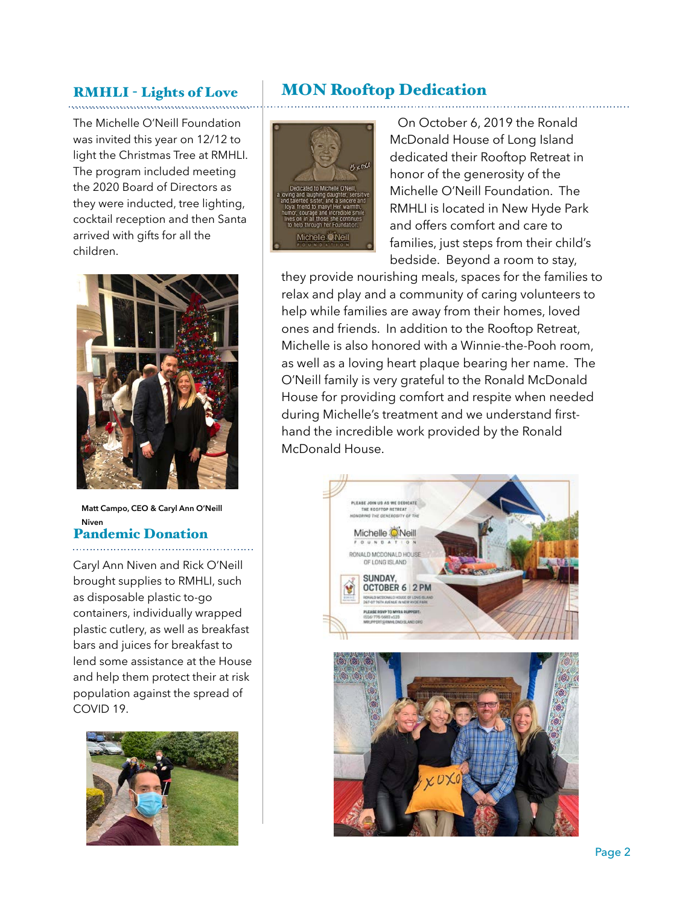## RMHLI - Lights of Love

The Michelle O'Neill Foundation was invited this year on 12/12 to light the Christmas Tree at RMHLI. The program included meeting the 2020 Board of Directors as they were inducted, tree lighting, cocktail reception and then Santa arrived with gifts for all the children.

Matt Campo, CEO & Caryl Ann O'Neill Niven

## Pandemic Donation

Caryl Ann Niven and Rick O'Neill brought supplies to RMHLI, such as disposable plastic to-go containers, individually wrapped plastic cutlery, as well as breakfast bars and juices for breakfast to lend some assistance at the House and help them protect their at risk population against the spread of COVID 19.

## MON Rooftop Dedication

On October 6, 2019 the Ronald McDonald House of Long Island dedicated their Rooftop Retreat in honor of the generosity of the Michelle O'Neill Foundation. The RMHLI is located in New Hyde Park and offers comfort and care to families, just steps from their child's bedside. Beyond a room to stay, they provide nourishing meals, spaces for the families to relax and play and a community of caring volunteers to help while families are away from their homes, loved ones and friends. In addition to the Rooftop Retreat, Michelle is also honored with a Winnie-the-Pooh room, as well as a loving heart plaque bearing her name. The O'Neill family is very grateful to the Ronald McDonald House for providing comfort and respite when needed during Michelle's treatment and we understand first-hand the incredible work provided by the Ronald McDonald House.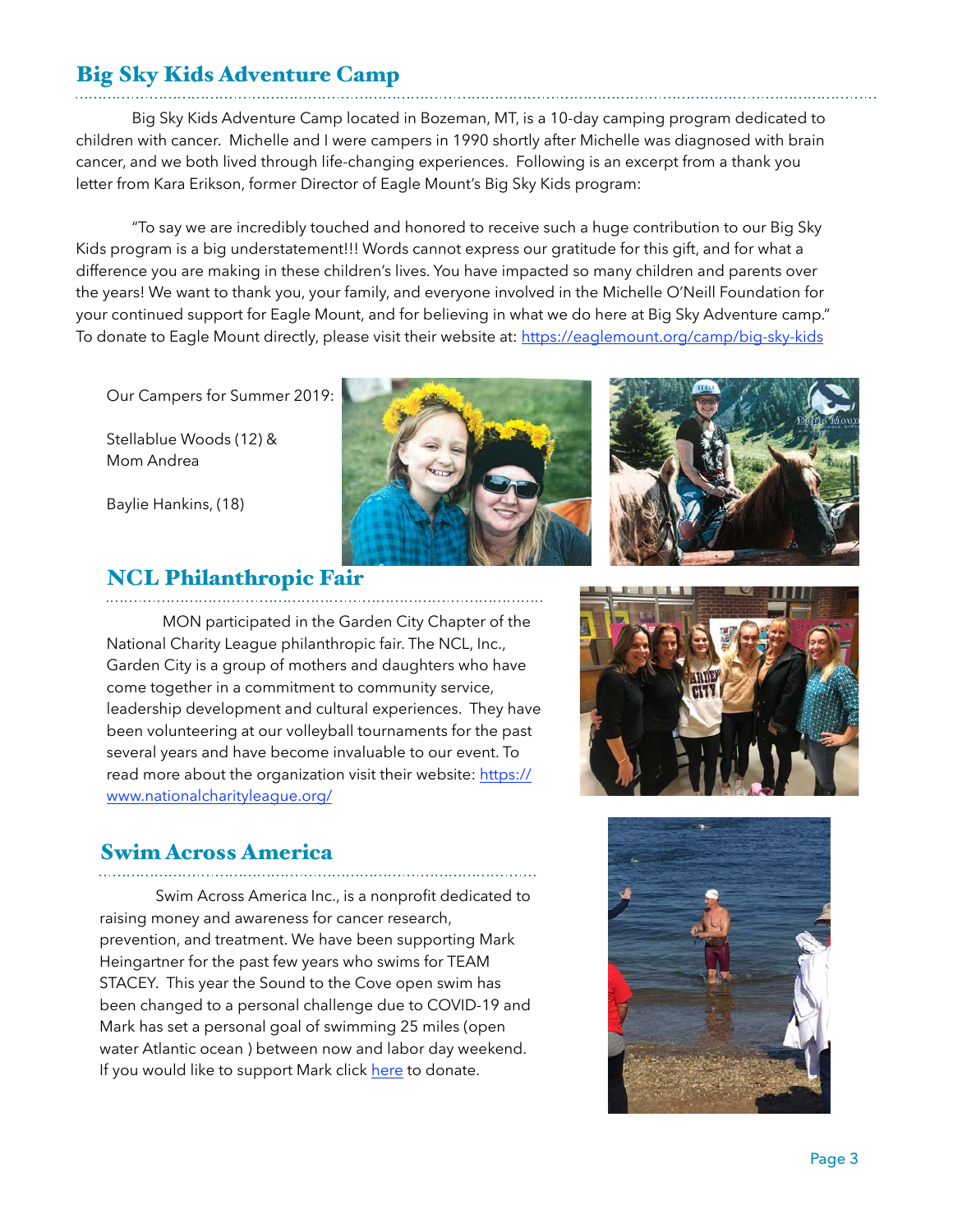## Big Sky Kids Adventure Camp

Big Sky Kids Adventure Camp located in Bozeman, MT, is a 10-day camping program dedicated to children with cancer. Michelle and I were campers in 1990 shortly after Michelle was diagnosed with brain cancer, and we both lived through life-changing experiences. Following is an excerpt from a thank you letter from Kara Erikson, former Director of Eagle Mount's Big Sky Kids program:

"To say we are incredibly touched and honored to receive such a huge contribution to our Big Sky Kids program is a big understatement!!! Words cannot express our gratitude for this gift, and for what a difference you are making in these children's lives. You have impacted so many children and parents over the years! We want to thank you, your family, and everyone involved in the Michelle O'Neill Foundation for your continued support for Eagle Mount, and for believing in what we do here at Big Sky Adventure camp." To donate to Eagle Mount directly, please visit their website at: [https://eaglemount.org/camp/big-sky-kids](https://eaglemount.org/camp/big-sky-kids)

Our Campers for Summer 2019:

Stellablue Woods (12) & Mom Andrea

Baylie Hankins, (18)

## NCL Philanthropic Fair

MON participated in the Garden City Chapter of the National Charity League philanthropic fair. The NCL, Inc., Garden City is a group of mothers and daughters who have come together in a commitment to community service, leadership development and cultural experiences. They have been volunteering at our volleyball tournaments for the past several years and have become invaluable to our event. To read more about the organization visit their website: [https://www.nationalcharityleague.org/](https://www.nationalcharityleague.org/)

## Swim Across America

Swim Across America Inc., is a nonprofit dedicated to raising money and awareness for cancer research, prevention, and treatment. We have been supporting Mark Heingartner for the past few years who swims for TEAM STACEY. This year the Sound to the Cove open swim has been changed to a personal challenge due to COVID-19 and Mark has set a personal goal of swimming 25 miles (open water Atlantic ocean ) between now and labor day weekend. If you would like to support Mark click here to donate.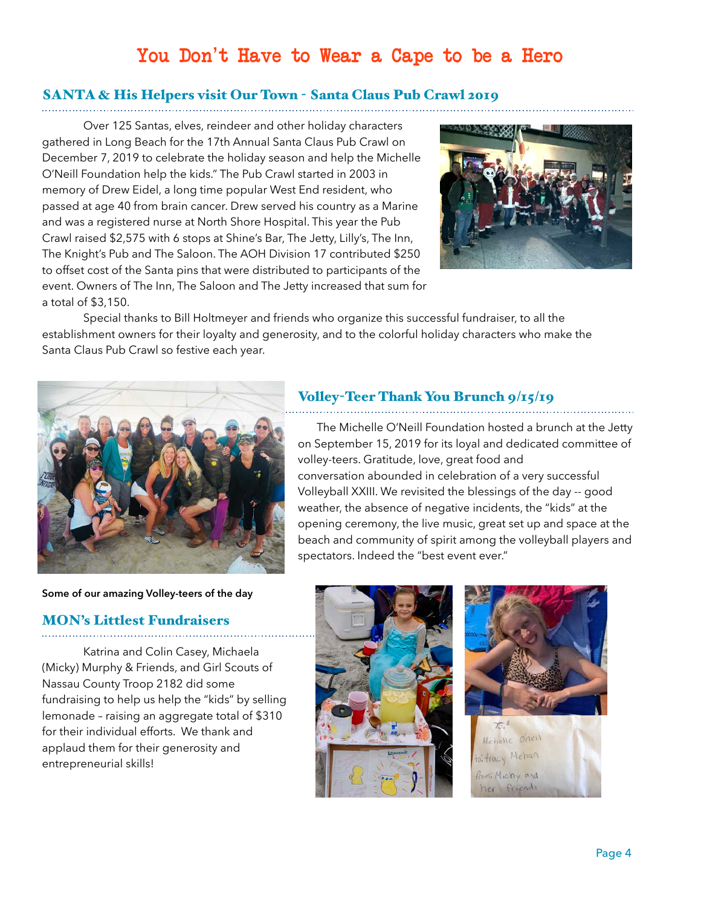# You Don't Have to Wear a Cape to be a Hero

## SANTA & His Helpers visit Our Town - Santa Claus Pub Crawl 2019

Over 125 Santas, elves, reindeer and other holiday characters gathered in Long Beach for the 17th Annual Santa Claus Pub Crawl on December 7, 2019 to celebrate the holiday season and help the Michelle O'Neill Foundation help the kids." The Pub Crawl started in 2003 in memory of Drew Eidel, a long time popular West End resident, who passed at age 40 from brain cancer. Drew served his country as a Marine and was a registered nurse at North Shore Hospital. This year the Pub Crawl raised $2,575 with 6 stops at Shine's Bar, The Jetty, Lilly's, The Inn, The Knight's Pub and The Saloon. The AOH Division 17 contributed $250 to offset cost of the Santa pins that were distributed to participants of the event. Owners of The Inn, The Saloon and The Jetty increased that sum for a total of $3,150.

Special thanks to Bill Holtmeyer and friends who organize this successful fundraiser, to all the establishment owners for their loyalty and generosity, and to the colorful holiday characters who make the Santa Claus Pub Crawl so festive each year.

## Volley-Teer Thank You Brunch 9/15/19

The Michelle O'Neill Foundation hosted a brunch at the Jetty on September 15, 2019 for its loyal and dedicated committee of volley-teers. Gratitude, love, great food and conversation abounded in celebration of a very successful Volleyball XXIII. We revisited the blessings of the day -- good weather, the absence of negative incidents, the "kids" at the opening ceremony, the live music, great set up and space at the beach and community of spirit among the volleyball players and spectators. Indeed the "best event ever."

**Some of our amazing Volley-teers of the day**

## MON's Littlest Fundraisers

Katrina and Colin Casey, Michaela (Micky) Murphy & Friends, and Girl Scouts of Nassau County Troop 2182 did some fundraising to help us help the "kids" by selling lemonade – raising an aggregate total of $310 for their individual efforts. We thank and applaud them for their generosity and entrepreneurial skills!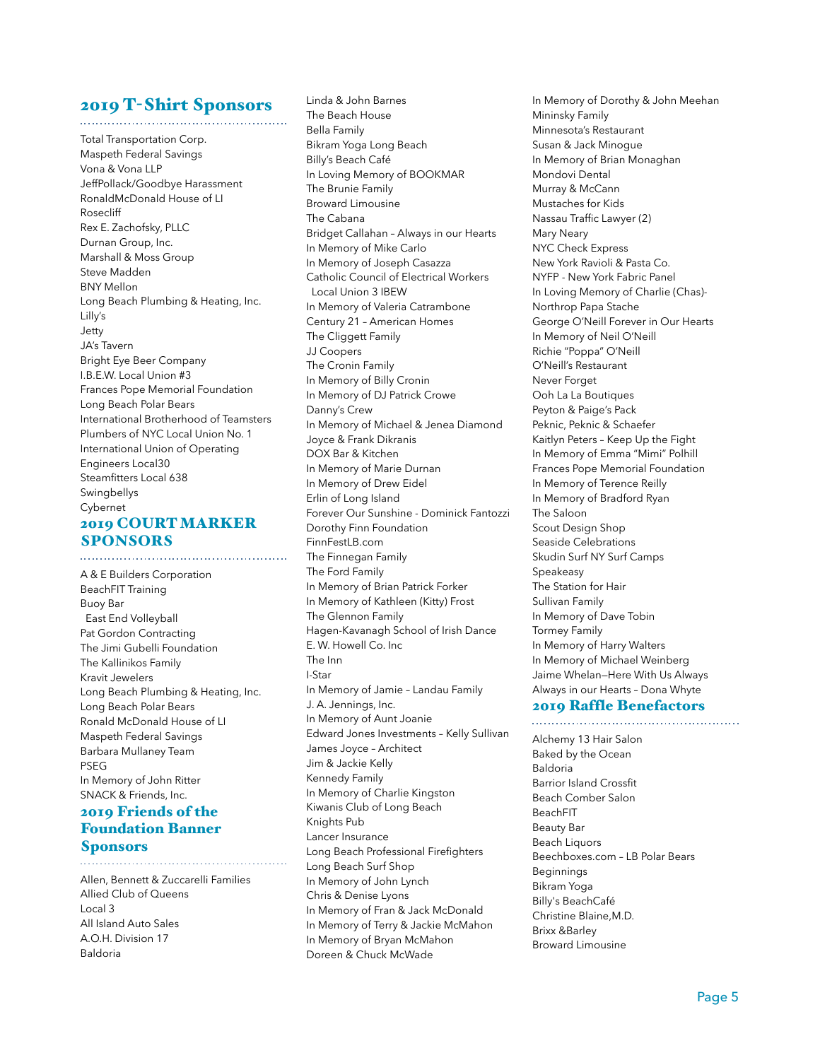## 2019 T-Shirt Sponsors

Total Transportation Corp.
Maspeth Federal Savings
Vona & Vona LLP
JeffPollack/Goodbye Harassment
RonaldMcDonald House of LI
Rosecliff
Rex E. Zachofsky, PLLC
Durnan Group, Inc.
Marshall & Moss Group
Steve Madden
BNY Mellon
Long Beach Plumbing & Heating, Inc.
Lilly's
Jetty
JA's Tavern
Bright Eye Beer Company
I.B.E.W. Local Union #3
Frances Pope Memorial Foundation
Long Beach Polar Bears
International Brotherhood of Teamsters
Plumbers of NYC Local Union No. 1
International Union of Operating Engineers Local30
Steamfitters Local 638
Swingbellys
Cybernet

## 2019 COURT MARKER SPONSORS

A & E Builders Corporation
BeachFIT Training
Buoy Bar
East End Volleyball
Pat Gordon Contracting
The Jimi Gubelli Foundation
The Kallinikos Family
Kravit Jewelers
Long Beach Plumbing & Heating, Inc.
Long Beach Polar Bears
Ronald McDonald House of LI
Maspeth Federal Savings
Barbara Mullaney Team
PSEG
In Memory of John Ritter
SNACK & Friends, Inc.

## 2019 Friends of the Foundation Banner Sponsors

Allen, Bennett & Zuccarelli Families
Allied Club of Queens
Local 3
All Island Auto Sales
A.O.H. Division 17
Baldoria
Linda & John Barnes
The Beach House
Bella Family
Bikram Yoga Long Beach
Billy's Beach Café
In Loving Memory of BOOKMAR
The Brunie Family
Broward Limousine
The Cabana
Bridget Callahan – Always in our Hearts
In Memory of Mike Carlo
In Memory of Joseph Casazza
Catholic Council of Electrical Workers Local Union 3 IBEW
In Memory of Valeria Catrambone
Century 21 – American Homes
The Cliggett Family
JJ Coopers
The Cronin Family
In Memory of Billy Cronin
In Memory of DJ Patrick Crowe
Danny's Crew
In Memory of Michael & Jenea Diamond
Joyce & Frank Dikranis
DOX Bar & Kitchen
In Memory of Marie Durnan
In Memory of Drew Eidel
Erlin of Long Island
Forever Our Sunshine - Dominick Fantozzi
Dorothy Finn Foundation
FinnFestLB.com
The Finnegan Family
The Ford Family
In Memory of Brian Patrick Forker
In Memory of Kathleen (Kitty) Frost
The Glennon Family
Hagen-Kavanagh School of Irish Dance
E. W. Howell Co. Inc
The Inn
I-Star
In Memory of Jamie – Landau Family
J. A. Jennings, Inc.
In Memory of Aunt Joanie
Edward Jones Investments – Kelly Sullivan
James Joyce – Architect
Jim & Jackie Kelly
Kennedy Family
In Memory of Charlie Kingston
Kiwanis Club of Long Beach
Knights Pub
Lancer Insurance
Long Beach Professional Firefighters
Long Beach Surf Shop
In Memory of John Lynch
Chris & Denise Lyons
In Memory of Fran & Jack McDonald
In Memory of Terry & Jackie McMahon
In Memory of Bryan McMahon
Doreen & Chuck McWade
In Memory of Dorothy & John Meehan
Mininsky Family
Minnesota's Restaurant
Susan & Jack Minogue
In Memory of Brian Monaghan
Mondovi Dental
Murray & McCann
Mustaches for Kids
Nassau Traffic Lawyer (2)
Mary Neary
NYC Check Express
New York Ravioli & Pasta Co.
NYFP - New York Fabric Panel
In Loving Memory of Charlie (Chas)-Northrop Papa Stache
George O'Neill Forever in Our Hearts
In Memory of Neil O'Neill
Richie "Poppa" O'Neill
O'Neill's Restaurant
Never Forget
Ooh La La Boutiques
Peyton & Paige's Pack
Peknic, Peknic & Schaefer
Kaitlyn Peters – Keep Up the Fight
In Memory of Emma "Mimi" Polhill
Frances Pope Memorial Foundation
In Memory of Terence Reilly
In Memory of Bradford Ryan
The Saloon
Scout Design Shop
Seaside Celebrations
Skudin Surf NY Surf Camps
Speakeasy
The Station for Hair
Sullivan Family
In Memory of Dave Tobin
Tormey Family
In Memory of Harry Walters
In Memory of Michael Weinberg
Jaime Whelan—Here With Us Always
Always in our Hearts – Dona Whyte

## 2019 Raffle Benefactors

Alchemy 13 Hair Salon
Baked by the Ocean
Baldoria
Barrior Island Crossfit
Beach Comber Salon
BeachFIT
Beauty Bar
Beach Liquors
Beechboxes.com – LB Polar Bears
Beginnings
Bikram Yoga
Billy's BeachCafé
Christine Blaine,M.D.
Brixx &Barley
Broward Limousine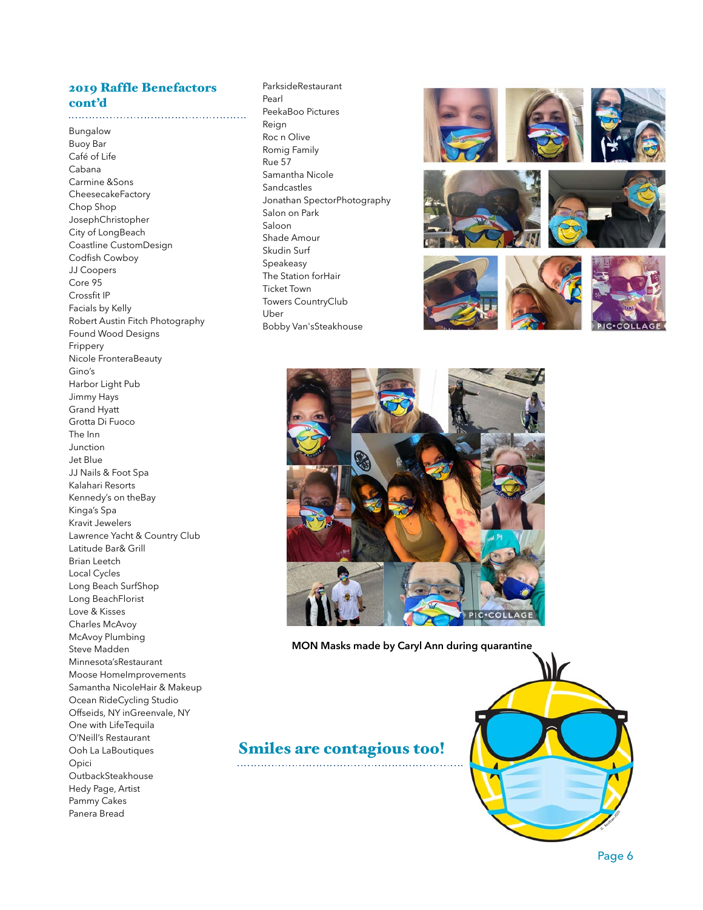## 2019 Raffle Benefactors cont'd

Bungalow
Buoy Bar
Café of Life
Cabana
Carmine &Sons
CheesecakeFactory
Chop Shop
JosephChristopher
City of LongBeach
Coastline CustomDesign
Codfish Cowboy
JJ Coopers
Core 95
Crossfit IP
Facials by Kelly
Robert Austin Fitch Photography
Found Wood Designs
Frippery
Nicole FronteraBeauty
Gino's
Harbor Light Pub
Jimmy Hays
Grand Hyatt
Grotta Di Fuoco
The Inn
Junction
Jet Blue
JJ Nails & Foot Spa
Kalahari Resorts
Kennedy's on theBay
Kinga's Spa
Kravit Jewelers
Lawrence Yacht & Country Club
Latitude Bar& Grill
Brian Leetch
Local Cycles
Long Beach SurfShop
Long BeachFlorist
Love & Kisses
Charles McAvoy
McAvoy Plumbing
Steve Madden
Minnesota'sRestaurant
Moose HomeImprovements
Samantha NicoleHair & Makeup
Ocean RideCycling Studio
Offseids, NY inGreenvale, NY
One with LifeTequila
O'Neill's Restaurant
Ooh La LaBoutiques
Opici
OutbackSteakhouse
Hedy Page, Artist
Pammy Cakes
Panera Bread
ParksideRestaurant
Pearl
PeekaBoo Pictures
Reign
Roc n Olive
Romig Family
Rue 57
Samantha Nicole
Sandcastles
Jonathan SpectorPhotography
Salon on Park
Saloon
Shade Amour
Skudin Surf
Speakeasy
The Station forHair
Ticket Town
Towers CountryClub
Uber
Bobby Van'sSteakhouse

**MON Masks made by Caryl Ann during quarantine**

## Smiles are contagious too!